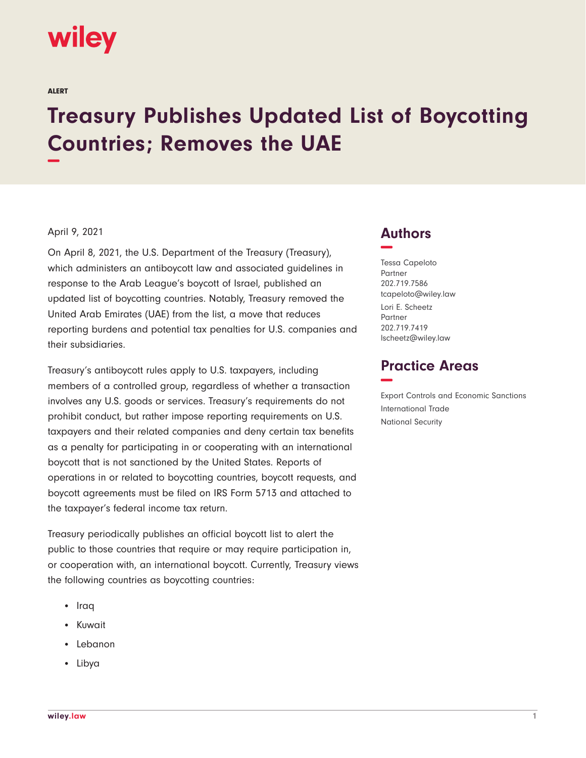wiley

ALERT

# Treasury Publishes Updated List of Boycotting Countries; Removes the UAE

April 9, 2021

On April 8, 2021, the U.S. Department of the Treasury (Treasury), which administers an antiboycott law and associated guidelines in response to the Arab League's boycott of Israel, published an updated list of boycotting countries. Notably, Treasury removed the United Arab Emirates (UAE) from the list, a move that reduces reporting burdens and potential tax penalties for U.S. companies and their subsidiaries.

Treasury's antiboycott rules apply to U.S. taxpayers, including members of a controlled group, regardless of whether a transaction involves any U.S. goods or services. Treasury's requirements do not prohibit conduct, but rather impose reporting requirements on U.S. taxpayers and their related companies and deny certain tax benefits as a penalty for participating in or cooperating with an international boycott that is not sanctioned by the United States. Reports of operations in or related to boycotting countries, boycott requests, and boycott agreements must be filed on IRS Form 5713 and attached to the taxpayer's federal income tax return.

Treasury periodically publishes an official boycott list to alert the public to those countries that require or may require participation in, or cooperation with, an international boycott. Currently, Treasury views the following countries as boycotting countries:

- Iraq
- Kuwait
- Lebanon
- Libya

## Authors

Tessa Capeloto
Partner
202.719.7586
tcapeloto@wiley.law

Lori E. Scheetz
Partner
202.719.7419
lscheetz@wiley.law

## Practice Areas

Export Controls and Economic Sanctions
International Trade
National Security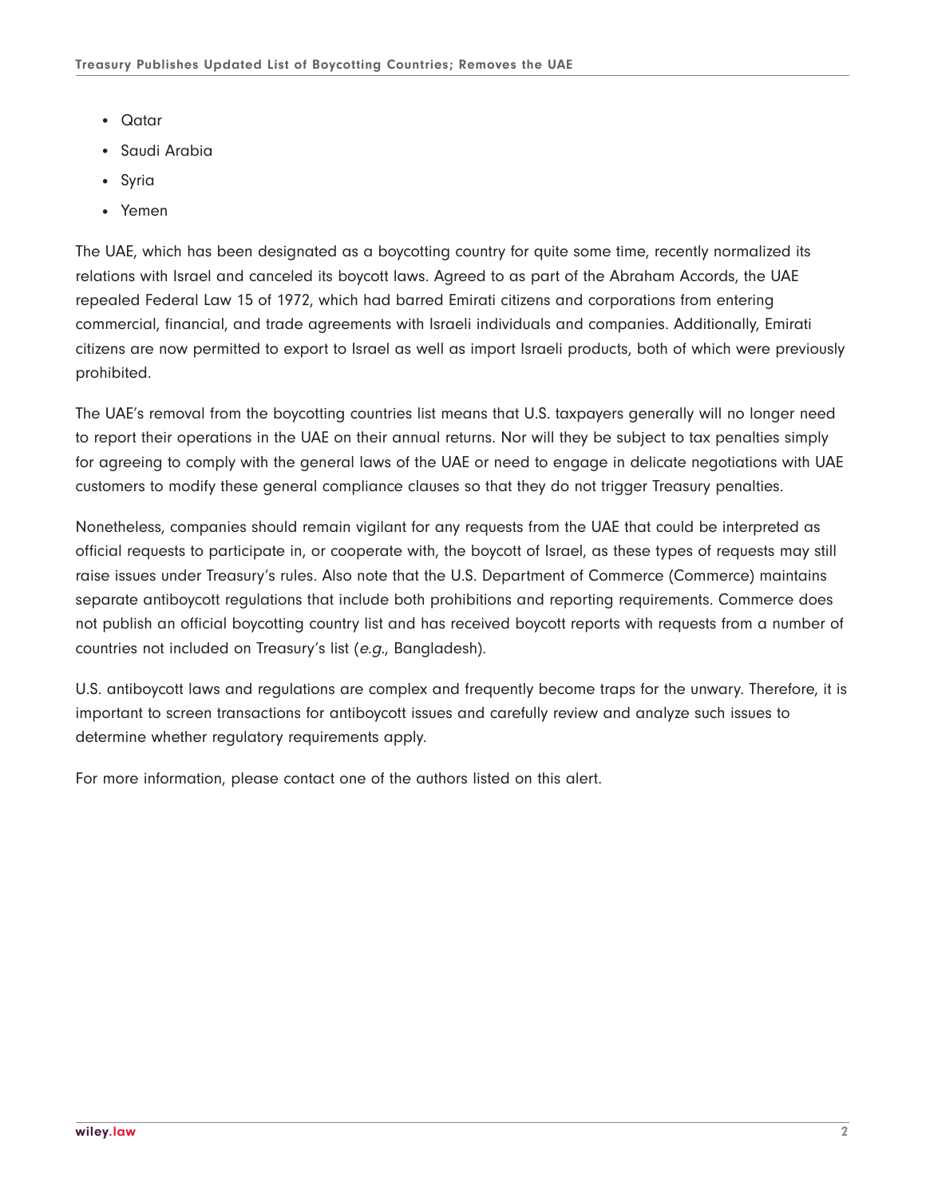- Qatar
- Saudi Arabia
- Syria
- Yemen

The UAE, which has been designated as a boycotting country for quite some time, recently normalized its relations with Israel and canceled its boycott laws. Agreed to as part of the Abraham Accords, the UAE repealed Federal Law 15 of 1972, which had barred Emirati citizens and corporations from entering commercial, financial, and trade agreements with Israeli individuals and companies. Additionally, Emirati citizens are now permitted to export to Israel as well as import Israeli products, both of which were previously prohibited.

The UAE's removal from the boycotting countries list means that U.S. taxpayers generally will no longer need to report their operations in the UAE on their annual returns. Nor will they be subject to tax penalties simply for agreeing to comply with the general laws of the UAE or need to engage in delicate negotiations with UAE customers to modify these general compliance clauses so that they do not trigger Treasury penalties.

Nonetheless, companies should remain vigilant for any requests from the UAE that could be interpreted as official requests to participate in, or cooperate with, the boycott of Israel, as these types of requests may still raise issues under Treasury's rules. Also note that the U.S. Department of Commerce (Commerce) maintains separate antiboycott regulations that include both prohibitions and reporting requirements. Commerce does not publish an official boycotting country list and has received boycott reports with requests from a number of countries not included on Treasury's list (*e.g.*, Bangladesh).

U.S. antiboycott laws and regulations are complex and frequently become traps for the unwary. Therefore, it is important to screen transactions for antiboycott issues and carefully review and analyze such issues to determine whether regulatory requirements apply.

For more information, please contact one of the authors listed on this alert.